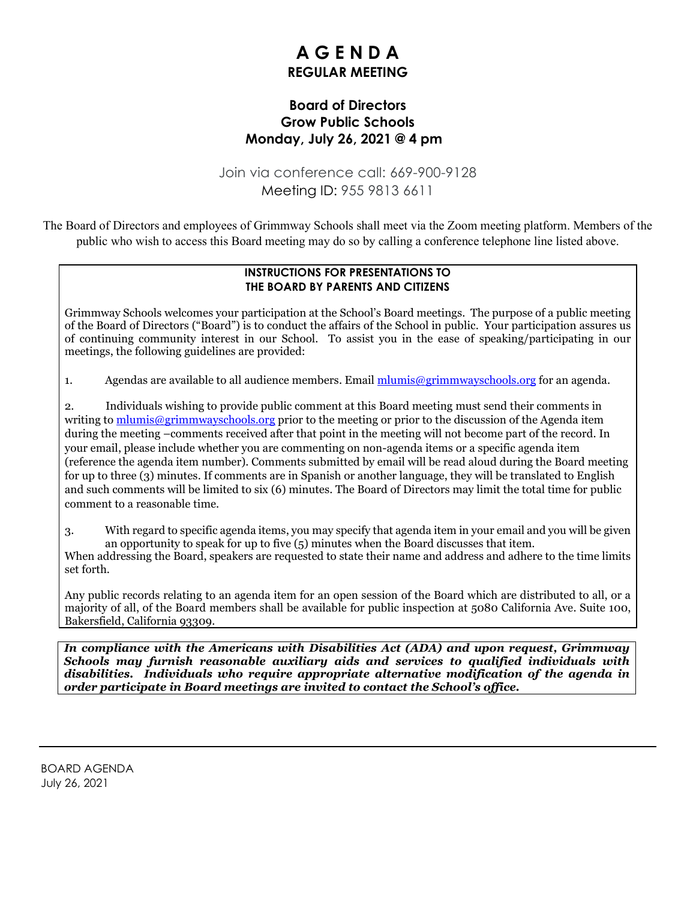# A G E N D A
## REGULAR MEETING

### Board of Directors
### Grow Public Schools
### Monday, July 26, 2021 @ 4 pm

Join via conference call: 669-900-9128
Meeting ID: 955 9813 6611

The Board of Directors and employees of Grimmway Schools shall meet via the Zoom meeting platform. Members of the public who wish to access this Board meeting may do so by calling a conference telephone line listed above.

**INSTRUCTIONS FOR PRESENTATIONS TO THE BOARD BY PARENTS AND CITIZENS**

Grimmway Schools welcomes your participation at the School's Board meetings. The purpose of a public meeting of the Board of Directors ("Board") is to conduct the affairs of the School in public. Your participation assures us of continuing community interest in our School. To assist you in the ease of speaking/participating in our meetings, the following guidelines are provided:

1. Agendas are available to all audience members. Email mlumis@grimmwayschools.org for an agenda.

2. Individuals wishing to provide public comment at this Board meeting must send their comments in writing to mlumis@grimmwayschools.org prior to the meeting or prior to the discussion of the Agenda item during the meeting –comments received after that point in the meeting will not become part of the record. In your email, please include whether you are commenting on non-agenda items or a specific agenda item (reference the agenda item number). Comments submitted by email will be read aloud during the Board meeting for up to three (3) minutes. If comments are in Spanish or another language, they will be translated to English and such comments will be limited to six (6) minutes. The Board of Directors may limit the total time for public comment to a reasonable time.

3. With regard to specific agenda items, you may specify that agenda item in your email and you will be given an opportunity to speak for up to five (5) minutes when the Board discusses that item.

When addressing the Board, speakers are requested to state their name and address and adhere to the time limits set forth.

Any public records relating to an agenda item for an open session of the Board which are distributed to all, or a majority of all, of the Board members shall be available for public inspection at 5080 California Ave. Suite 100, Bakersfield, California 93309.

***In compliance with the Americans with Disabilities Act (ADA) and upon request, Grimmway Schools may furnish reasonable auxiliary aids and services to qualified individuals with disabilities. Individuals who require appropriate alternative modification of the agenda in order participate in Board meetings are invited to contact the School's office.***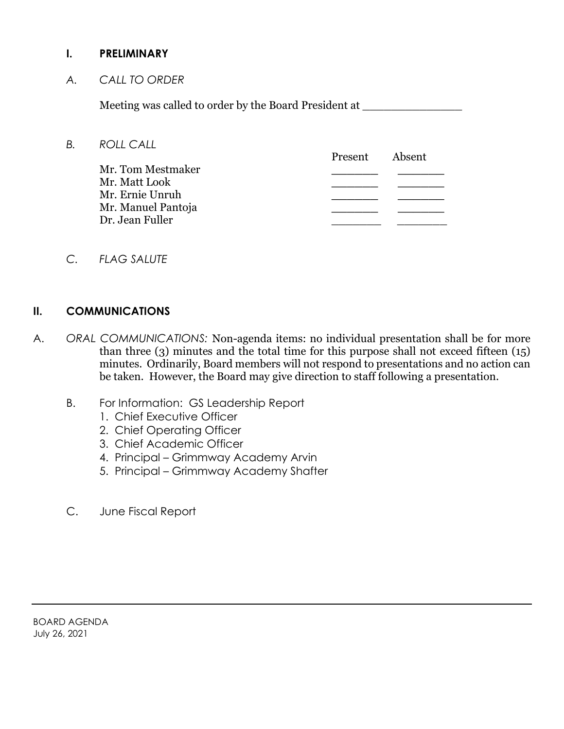## I. PRELIMINARY

*A. CALL TO ORDER*

Meeting was called to order by the Board President at _______________

*B. ROLL CALL*

| | Present | Absent |
|---|---|---|
| Mr. Tom Mestmaker | _______ | _______ |
| Mr. Matt Look | _______ | _______ |
| Mr. Ernie Unruh | _______ | _______ |
| Mr. Manuel Pantoja | _______ | _______ |
| Dr. Jean Fuller | _______ | _______ |

*C. FLAG SALUTE*

## II. COMMUNICATIONS

A. *ORAL COMMUNICATIONS:* Non-agenda items: no individual presentation shall be for more than three (3) minutes and the total time for this purpose shall not exceed fifteen (15) minutes. Ordinarily, Board members will not respond to presentations and no action can be taken. However, the Board may give direction to staff following a presentation.

B. For Information: GS Leadership Report
   1. Chief Executive Officer
   2. Chief Operating Officer
   3. Chief Academic Officer
   4. Principal – Grimmway Academy Arvin
   5. Principal – Grimmway Academy Shafter

C. June Fiscal Report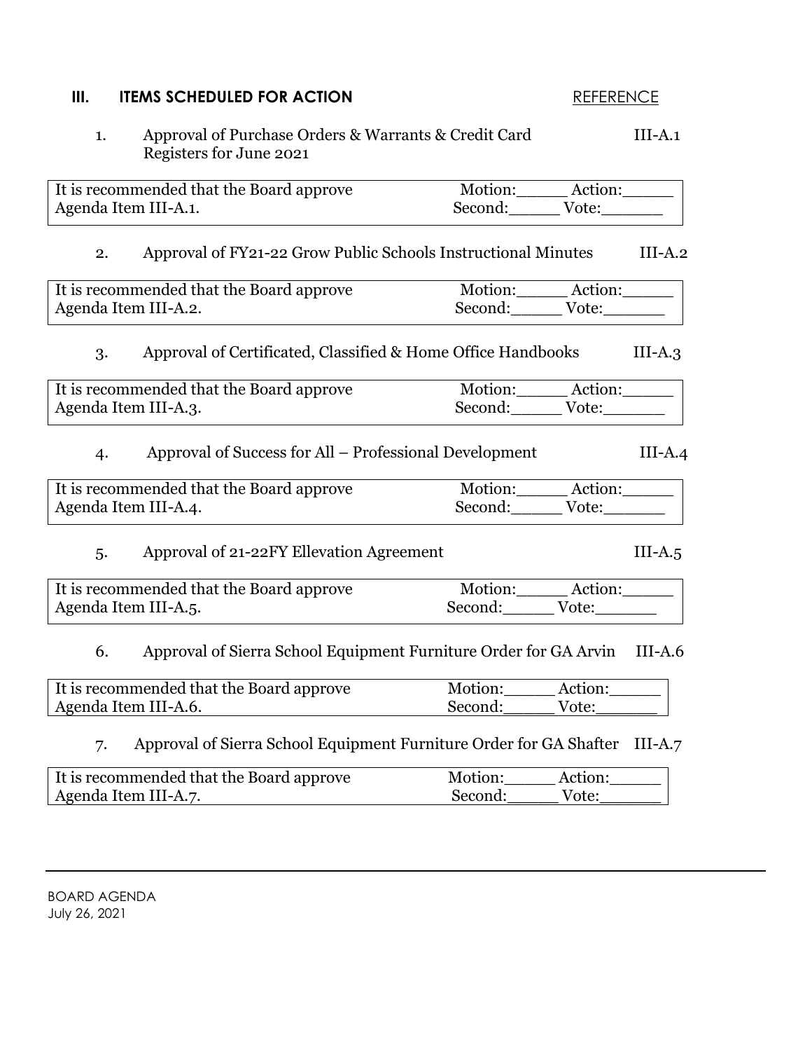## III. ITEMS SCHEDULED FOR ACTION

REFERENCE

1. Approval of Purchase Orders & Warrants & Credit Card Registers for June 2021 — III-A.1

| It is recommended that the Board approve Agenda Item III-A.1. | Motion:_____ Action:_____ Second:_____ Vote:______ |
|---|---|

2. Approval of FY21-22 Grow Public Schools Instructional Minutes — III-A.2

| It is recommended that the Board approve Agenda Item III-A.2. | Motion:_____ Action:_____ Second:_____ Vote:______ |
|---|---|

3. Approval of Certificated, Classified & Home Office Handbooks — III-A.3

| It is recommended that the Board approve Agenda Item III-A.3. | Motion:_____ Action:_____ Second:_____ Vote:______ |
|---|---|

4. Approval of Success for All – Professional Development — III-A.4

| It is recommended that the Board approve Agenda Item III-A.4. | Motion:_____ Action:_____ Second:_____ Vote:______ |
|---|---|

5. Approval of 21-22FY Ellevation Agreement — III-A.5

| It is recommended that the Board approve Agenda Item III-A.5. | Motion:_____ Action:_____ Second:_____ Vote:______ |
|---|---|

6. Approval of Sierra School Equipment Furniture Order for GA Arvin — III-A.6

| It is recommended that the Board approve Agenda Item III-A.6. | Motion:_____ Action:_____ Second:_____ Vote:______ |
|---|---|

7. Approval of Sierra School Equipment Furniture Order for GA Shafter — III-A.7

| It is recommended that the Board approve Agenda Item III-A.7. | Motion:_____ Action:_____ Second:_____ Vote:______ |
|---|---|

BOARD AGENDA
July 26, 2021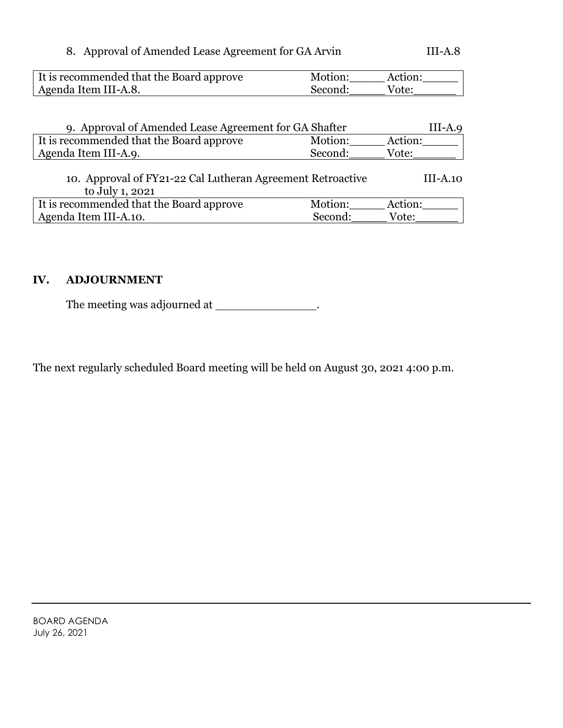8. Approval of Amended Lease Agreement for GA Arvin III-A.8

| | |
|---|---|
| It is recommended that the Board approve Agenda Item III-A.8. | Motion:_____ Action:_____ Second:_____ Vote:______ |

9. Approval of Amended Lease Agreement for GA Shafter III-A.9

| | |
|---|---|
| It is recommended that the Board approve Agenda Item III-A.9. | Motion:_____ Action:_____ Second:_____ Vote:______ |

10. Approval of FY21-22 Cal Lutheran Agreement Retroactive to July 1, 2021 III-A.10

| | |
|---|---|
| It is recommended that the Board approve Agenda Item III-A.10. | Motion:_____ Action:_____ Second:_____ Vote:______ |

## IV. ADJOURNMENT

The meeting was adjourned at _______________.

The next regularly scheduled Board meeting will be held on August 30, 2021 4:00 p.m.

BOARD AGENDA
July 26, 2021